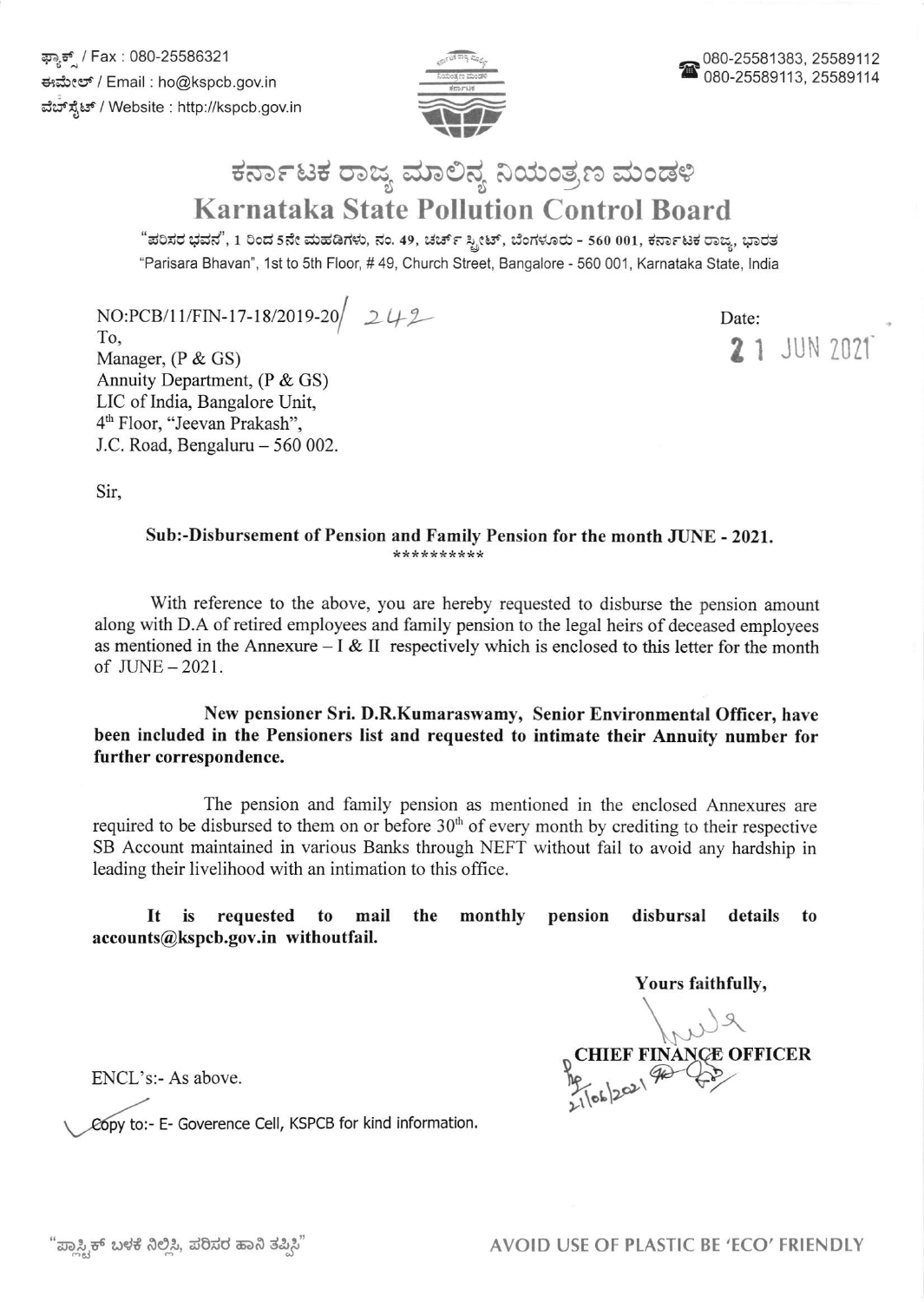ಫ್ಯಾಕ್ಸ್ / Fax : 080-25586321
ಈಮೇಲ್ / Email : ho@kspcb.gov.in
ವೆಬ್‌ಸೈಟ್ / Website : http://kspcb.gov.in

080-25581383, 25589112
080-25589113, 25589114

# ಕರ್ನಾಟಕ ರಾಜ್ಯ ಮಾಲಿನ್ಯ ನಿಯಂತ್ರಣ ಮಂಡಳಿ
# Karnataka State Pollution Control Board

"ಪರಿಸರ ಭವನ", 1 ರಿಂದ 5ನೇ ಮಹಡಿಗಳು, ನಂ. 49, ಚರ್ಚ್ ಸ್ಟ್ರೀಟ್, ಬೆಂಗಳೂರು - 560 001, ಕರ್ನಾಟಕ ರಾಜ್ಯ, ಭಾರತ
"Parisara Bhavan", 1st to 5th Floor, # 49, Church Street, Bangalore - 560 001, Karnataka State, India

NO:PCB/11/FIN-17-18/2019-20/ 242

Date: 21 JUN 2021

To,
Manager, (P & GS)
Annuity Department, (P & GS)
LIC of India, Bangalore Unit,
4th Floor, "Jeevan Prakash",
J.C. Road, Bengaluru – 560 002.

Sir,

**Sub:-Disbursement of Pension and Family Pension for the month JUNE - 2021.**
**********

With reference to the above, you are hereby requested to disburse the pension amount along with D.A of retired employees and family pension to the legal heirs of deceased employees as mentioned in the Annexure – I & II respectively which is enclosed to this letter for the month of JUNE – 2021.

**New pensioner Sri. D.R.Kumaraswamy, Senior Environmental Officer, have been included in the Pensioners list and requested to intimate their Annuity number for further correspondence.**

The pension and family pension as mentioned in the enclosed Annexures are required to be disbursed to them on or before 30th of every month by crediting to their respective SB Account maintained in various Banks through NEFT without fail to avoid any hardship in leading their livelihood with an intimation to this office.

**It is requested to mail the monthly pension disbursal details to accounts@kspcb.gov.in withoutfail.**

**Yours faithfully,**

**CHIEF FINANCE OFFICER**

21/06/2021

ENCL's:- As above.

Copy to:- E- Goverence Cell, KSPCB for kind information.

"ಪ್ಲಾಸ್ಟಿಕ್ ಬಳಕೆ ನಿಲ್ಲಿಸಿ, ಪರಿಸರ ಹಾನಿ ತಪ್ಪಿಸಿ"

AVOID USE OF PLASTIC BE 'ECO' FRIENDLY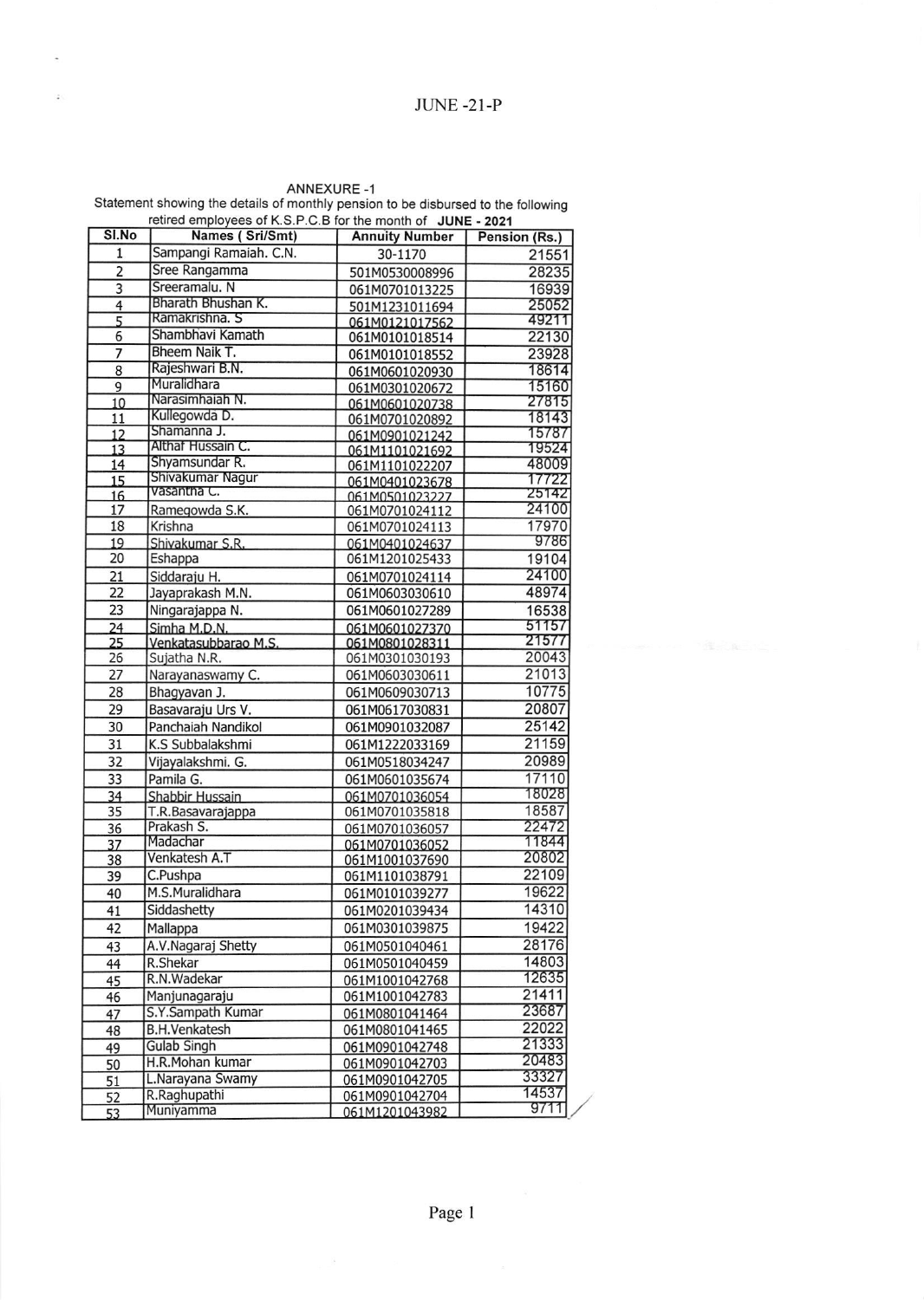JUNE -21-P

ANNEXURE -1

Statement showing the details of monthly pension to be disbursed to the following retired employees of K.S.P.C.B for the month of **JUNE - 2021**

| Sl.No | Names ( Sri/Smt) | Annuity Number | Pension (Rs.) |
|---|---|---|---|
| 1 | Sampangi Ramaiah. C.N. | 30-1170 | 21551 |
| 2 | Sree Rangamma | 501M0530008996 | 28235 |
| 3 | Sreeramalu. N | 061M0701013225 | 16939 |
| 4 | Bharath Bhushan K. | 501M1231011694 | 25052 |
| 5 | Ramakrishna. S | 061M0121017562 | 49211 |
| 6 | Shambhavi Kamath | 061M0101018514 | 22130 |
| 7 | Bheem Naik T. | 061M0101018552 | 23928 |
| 8 | Rajeshwari B.N. | 061M0601020930 | 18614 |
| 9 | Muralidhara | 061M0301020672 | 15160 |
| 10 | Narasimhaiah N. | 061M0601020738 | 27815 |
| 11 | Kullegowda D. | 061M0701020892 | 18143 |
| 12 | Shamanna J. | 061M0901021242 | 15787 |
| 13 | Althaf Hussain C. | 061M1101021692 | 19524 |
| 14 | Shyamsundar R. | 061M1101022207 | 48009 |
| 15 | Shivakumar Nagur | 061M0401023678 | 17722 |
| 16 | Vasantha C. | 061M0501023227 | 25142 |
| 17 | Ramegowda S.K. | 061M0701024112 | 24100 |
| 18 | Krishna | 061M0701024113 | 17970 |
| 19 | Shivakumar S.R. | 061M0401024637 | 9786 |
| 20 | Eshappa | 061M1201025433 | 19104 |
| 21 | Siddaraju H. | 061M0701024114 | 24100 |
| 22 | Jayaprakash M.N. | 061M0603030610 | 48974 |
| 23 | Ningarajappa N. | 061M0601027289 | 16538 |
| 24 | Simha M.D.N. | 061M0601027370 | 51157 |
| 25 | Venkatasubbarao M.S. | 061M0801028311 | 21577 |
| 26 | Sujatha N.R. | 061M0301030193 | 20043 |
| 27 | Narayanaswamy C. | 061M0603030611 | 21013 |
| 28 | Bhagyavan J. | 061M0609030713 | 10775 |
| 29 | Basavaraju Urs V. | 061M0617030831 | 20807 |
| 30 | Panchaiah Nandikol | 061M0901032087 | 25142 |
| 31 | K.S Subbalakshmi | 061M1222033169 | 21159 |
| 32 | Vijayalakshmi. G. | 061M0518034247 | 20989 |
| 33 | Pamila G. | 061M0601035674 | 17110 |
| 34 | Shabbir Hussain | 061M0701036054 | 18028 |
| 35 | T.R.Basavarajappa | 061M0701035818 | 18587 |
| 36 | Prakash S. | 061M0701036057 | 22472 |
| 37 | Madachar | 061M0701036052 | 11844 |
| 38 | Venkatesh A.T | 061M1001037690 | 20802 |
| 39 | C.Pushpa | 061M1101038791 | 22109 |
| 40 | M.S.Muralidhara | 061M0101039277 | 19622 |
| 41 | Siddashetty | 061M0201039434 | 14310 |
| 42 | Mallappa | 061M0301039875 | 19422 |
| 43 | A.V.Nagaraj Shetty | 061M0501040461 | 28176 |
| 44 | R.Shekar | 061M0501040459 | 14803 |
| 45 | R.N.Wadekar | 061M1001042768 | 12635 |
| 46 | Manjunagaraju | 061M1001042783 | 21411 |
| 47 | S.Y.Sampath Kumar | 061M0801041464 | 23687 |
| 48 | B.H.Venkatesh | 061M0801041465 | 22022 |
| 49 | Gulab Singh | 061M0901042748 | 21333 |
| 50 | H.R.Mohan kumar | 061M0901042703 | 20483 |
| 51 | L.Narayana Swamy | 061M0901042705 | 33327 |
| 52 | R.Raghupathi | 061M0901042704 | 14537 |
| 53 | Muniyamma | 061M1201043982 | 9711 |